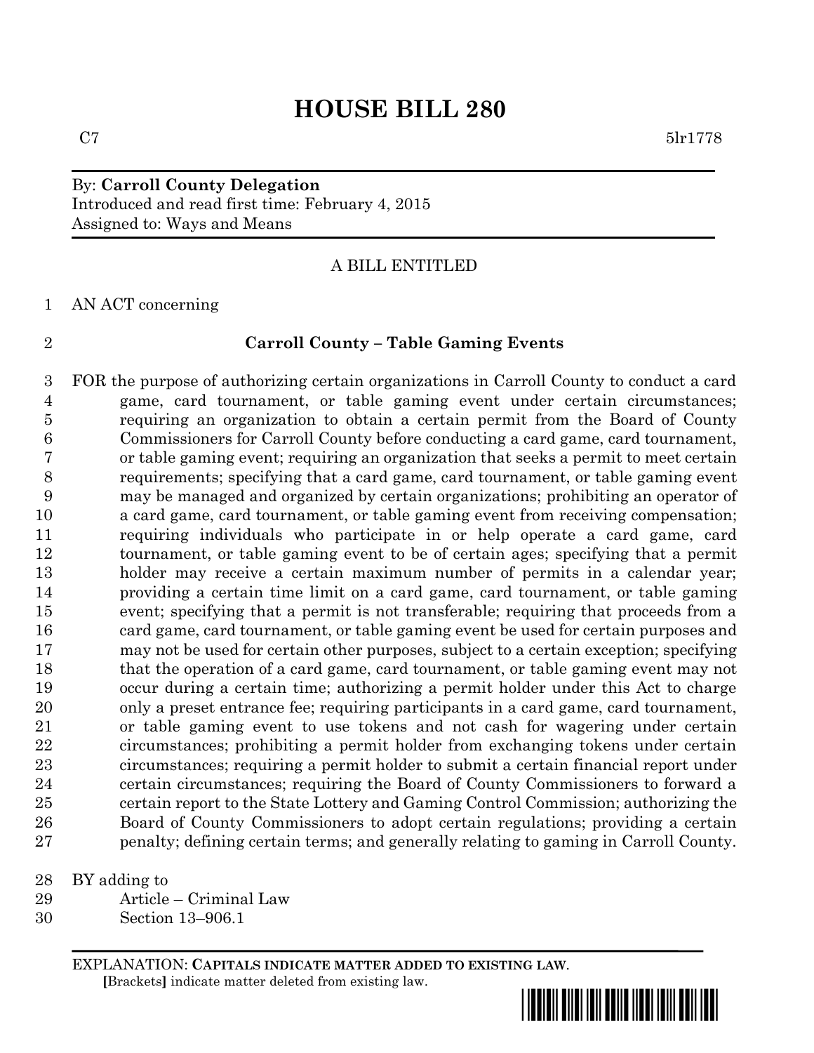# HOUSE BILL 280

C7 5lr1778

By: **Carroll County Delegation**
Introduced and read first time: February 4, 2015
Assigned to: Ways and Means

A BILL ENTITLED

AN ACT concerning

**Carroll County – Table Gaming Events**

FOR the purpose of authorizing certain organizations in Carroll County to conduct a card game, card tournament, or table gaming event under certain circumstances; requiring an organization to obtain a certain permit from the Board of County Commissioners for Carroll County before conducting a card game, card tournament, or table gaming event; requiring an organization that seeks a permit to meet certain requirements; specifying that a card game, card tournament, or table gaming event may be managed and organized by certain organizations; prohibiting an operator of a card game, card tournament, or table gaming event from receiving compensation; requiring individuals who participate in or help operate a card game, card tournament, or table gaming event to be of certain ages; specifying that a permit holder may receive a certain maximum number of permits in a calendar year; providing a certain time limit on a card game, card tournament, or table gaming event; specifying that a permit is not transferable; requiring that proceeds from a card game, card tournament, or table gaming event be used for certain purposes and may not be used for certain other purposes, subject to a certain exception; specifying that the operation of a card game, card tournament, or table gaming event may not occur during a certain time; authorizing a permit holder under this Act to charge only a preset entrance fee; requiring participants in a card game, card tournament, or table gaming event to use tokens and not cash for wagering under certain circumstances; prohibiting a permit holder from exchanging tokens under certain circumstances; requiring a permit holder to submit a certain financial report under certain circumstances; requiring the Board of County Commissioners to forward a certain report to the State Lottery and Gaming Control Commission; authorizing the Board of County Commissioners to adopt certain regulations; providing a certain penalty; defining certain terms; and generally relating to gaming in Carroll County.

BY adding to
Article – Criminal Law
Section 13–906.1

EXPLANATION: **CAPITALS INDICATE MATTER ADDED TO EXISTING LAW**.
**[**Brackets**]** indicate matter deleted from existing law.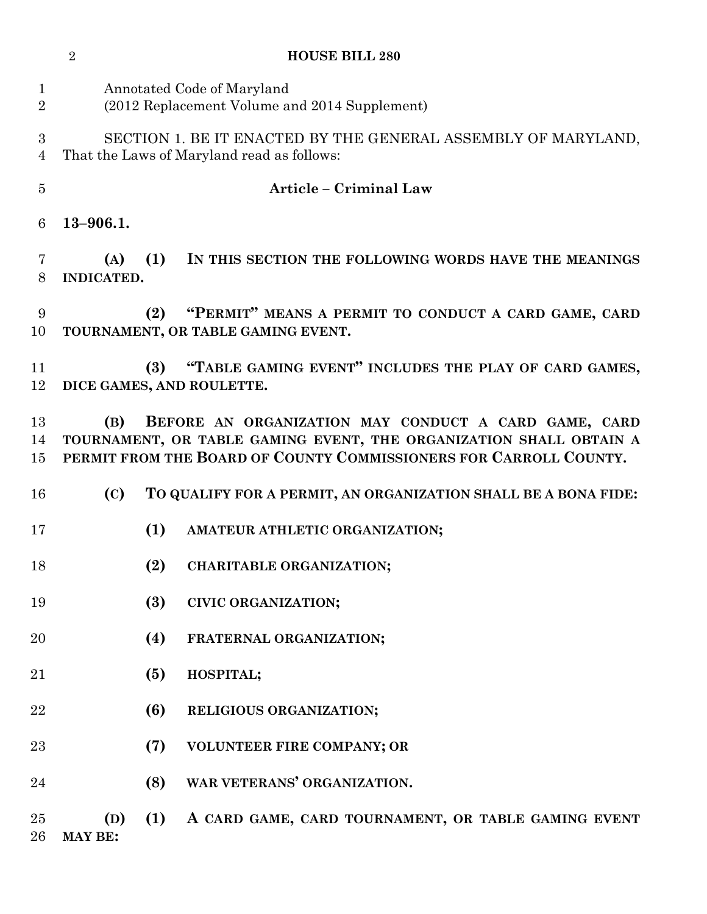Annotated Code of Maryland
(2012 Replacement Volume and 2014 Supplement)

SECTION 1. BE IT ENACTED BY THE GENERAL ASSEMBLY OF MARYLAND, That the Laws of Maryland read as follows:

**Article – Criminal Law**

**13–906.1.**

**(A) (1) IN THIS SECTION THE FOLLOWING WORDS HAVE THE MEANINGS INDICATED.**

**(2) "PERMIT" MEANS A PERMIT TO CONDUCT A CARD GAME, CARD TOURNAMENT, OR TABLE GAMING EVENT.**

**(3) "TABLE GAMING EVENT" INCLUDES THE PLAY OF CARD GAMES, DICE GAMES, AND ROULETTE.**

**(B) BEFORE AN ORGANIZATION MAY CONDUCT A CARD GAME, CARD TOURNAMENT, OR TABLE GAMING EVENT, THE ORGANIZATION SHALL OBTAIN A PERMIT FROM THE BOARD OF COUNTY COMMISSIONERS FOR CARROLL COUNTY.**

**(C) TO QUALIFY FOR A PERMIT, AN ORGANIZATION SHALL BE A BONA FIDE:**

**(1) AMATEUR ATHLETIC ORGANIZATION;**

**(2) CHARITABLE ORGANIZATION;**

**(3) CIVIC ORGANIZATION;**

**(4) FRATERNAL ORGANIZATION;**

**(5) HOSPITAL;**

**(6) RELIGIOUS ORGANIZATION;**

**(7) VOLUNTEER FIRE COMPANY; OR**

**(8) WAR VETERANS' ORGANIZATION.**

**(D) (1) A CARD GAME, CARD TOURNAMENT, OR TABLE GAMING EVENT MAY BE:**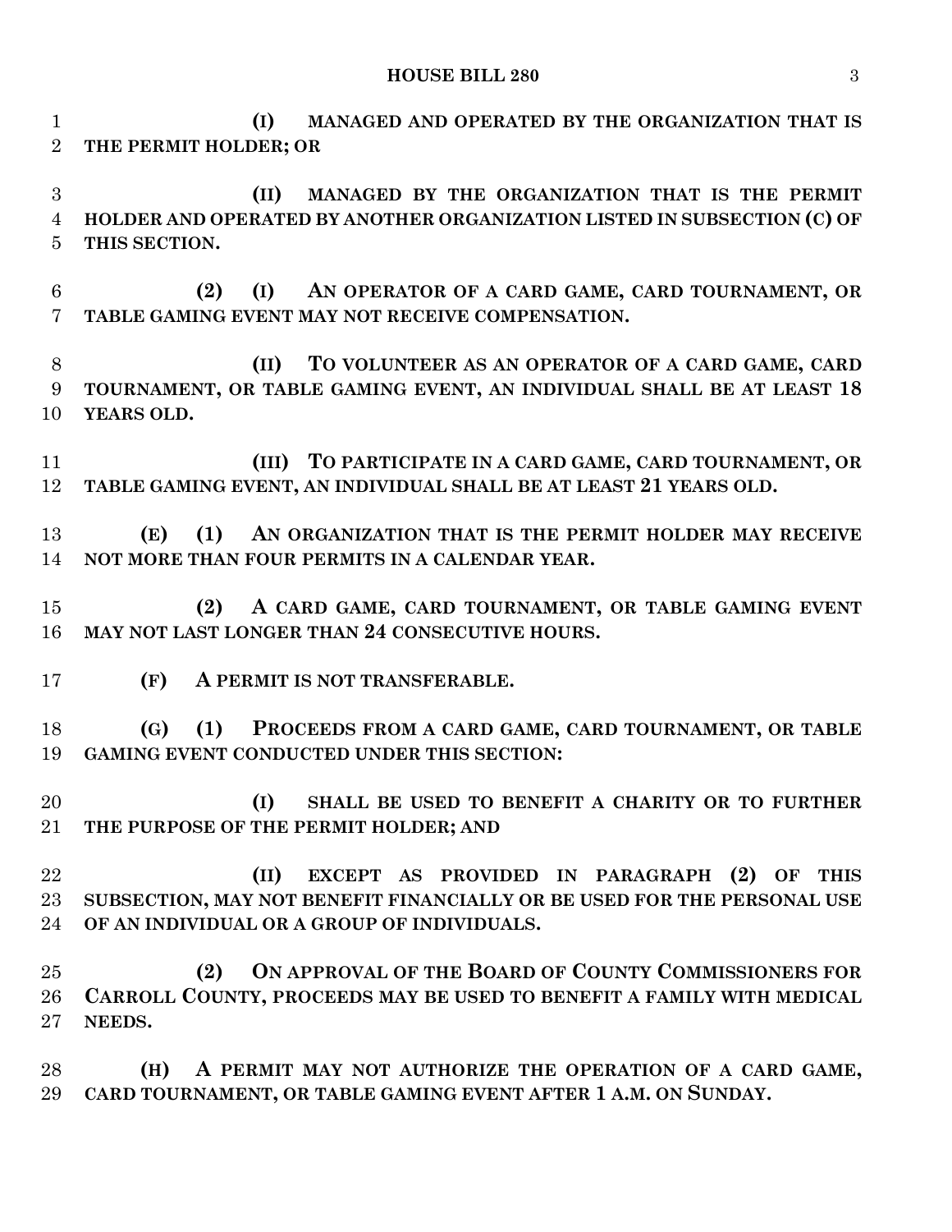**(I) MANAGED AND OPERATED BY THE ORGANIZATION THAT IS THE PERMIT HOLDER; OR**

**(II) MANAGED BY THE ORGANIZATION THAT IS THE PERMIT HOLDER AND OPERATED BY ANOTHER ORGANIZATION LISTED IN SUBSECTION (C) OF THIS SECTION.**

**(2) (I) AN OPERATOR OF A CARD GAME, CARD TOURNAMENT, OR TABLE GAMING EVENT MAY NOT RECEIVE COMPENSATION.**

**(II) TO VOLUNTEER AS AN OPERATOR OF A CARD GAME, CARD TOURNAMENT, OR TABLE GAMING EVENT, AN INDIVIDUAL SHALL BE AT LEAST 18 YEARS OLD.**

**(III) TO PARTICIPATE IN A CARD GAME, CARD TOURNAMENT, OR TABLE GAMING EVENT, AN INDIVIDUAL SHALL BE AT LEAST 21 YEARS OLD.**

**(E) (1) AN ORGANIZATION THAT IS THE PERMIT HOLDER MAY RECEIVE NOT MORE THAN FOUR PERMITS IN A CALENDAR YEAR.**

**(2) A CARD GAME, CARD TOURNAMENT, OR TABLE GAMING EVENT MAY NOT LAST LONGER THAN 24 CONSECUTIVE HOURS.**

**(F) A PERMIT IS NOT TRANSFERABLE.**

**(G) (1) PROCEEDS FROM A CARD GAME, CARD TOURNAMENT, OR TABLE GAMING EVENT CONDUCTED UNDER THIS SECTION:**

**(I) SHALL BE USED TO BENEFIT A CHARITY OR TO FURTHER THE PURPOSE OF THE PERMIT HOLDER; AND**

**(II) EXCEPT AS PROVIDED IN PARAGRAPH (2) OF THIS SUBSECTION, MAY NOT BENEFIT FINANCIALLY OR BE USED FOR THE PERSONAL USE OF AN INDIVIDUAL OR A GROUP OF INDIVIDUALS.**

**(2) ON APPROVAL OF THE BOARD OF COUNTY COMMISSIONERS FOR CARROLL COUNTY, PROCEEDS MAY BE USED TO BENEFIT A FAMILY WITH MEDICAL NEEDS.**

**(H) A PERMIT MAY NOT AUTHORIZE THE OPERATION OF A CARD GAME, CARD TOURNAMENT, OR TABLE GAMING EVENT AFTER 1 A.M. ON SUNDAY.**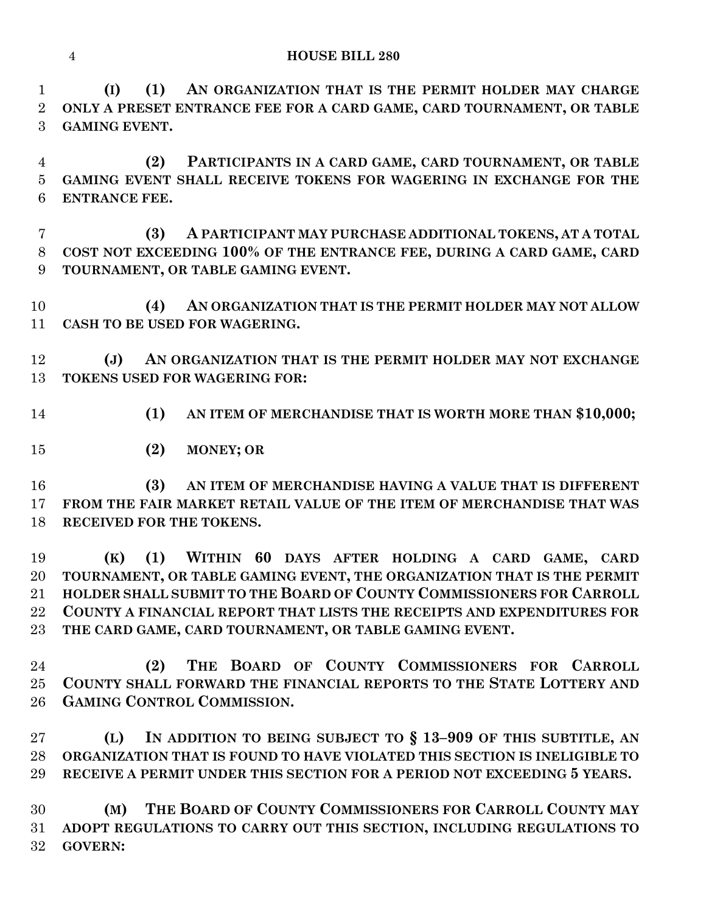**(I) (1) AN ORGANIZATION THAT IS THE PERMIT HOLDER MAY CHARGE ONLY A PRESET ENTRANCE FEE FOR A CARD GAME, CARD TOURNAMENT, OR TABLE GAMING EVENT.**

**(2) PARTICIPANTS IN A CARD GAME, CARD TOURNAMENT, OR TABLE GAMING EVENT SHALL RECEIVE TOKENS FOR WAGERING IN EXCHANGE FOR THE ENTRANCE FEE.**

**(3) A PARTICIPANT MAY PURCHASE ADDITIONAL TOKENS, AT A TOTAL COST NOT EXCEEDING 100% OF THE ENTRANCE FEE, DURING A CARD GAME, CARD TOURNAMENT, OR TABLE GAMING EVENT.**

**(4) AN ORGANIZATION THAT IS THE PERMIT HOLDER MAY NOT ALLOW CASH TO BE USED FOR WAGERING.**

**(J) AN ORGANIZATION THAT IS THE PERMIT HOLDER MAY NOT EXCHANGE TOKENS USED FOR WAGERING FOR:**

**(1) AN ITEM OF MERCHANDISE THAT IS WORTH MORE THAN $10,000;**

**(2) MONEY; OR**

**(3) AN ITEM OF MERCHANDISE HAVING A VALUE THAT IS DIFFERENT FROM THE FAIR MARKET RETAIL VALUE OF THE ITEM OF MERCHANDISE THAT WAS RECEIVED FOR THE TOKENS.**

**(K) (1) WITHIN 60 DAYS AFTER HOLDING A CARD GAME, CARD TOURNAMENT, OR TABLE GAMING EVENT, THE ORGANIZATION THAT IS THE PERMIT HOLDER SHALL SUBMIT TO THE BOARD OF COUNTY COMMISSIONERS FOR CARROLL COUNTY A FINANCIAL REPORT THAT LISTS THE RECEIPTS AND EXPENDITURES FOR THE CARD GAME, CARD TOURNAMENT, OR TABLE GAMING EVENT.**

**(2) THE BOARD OF COUNTY COMMISSIONERS FOR CARROLL COUNTY SHALL FORWARD THE FINANCIAL REPORTS TO THE STATE LOTTERY AND GAMING CONTROL COMMISSION.**

**(L) IN ADDITION TO BEING SUBJECT TO § 13–909 OF THIS SUBTITLE, AN ORGANIZATION THAT IS FOUND TO HAVE VIOLATED THIS SECTION IS INELIGIBLE TO RECEIVE A PERMIT UNDER THIS SECTION FOR A PERIOD NOT EXCEEDING 5 YEARS.**

**(M) THE BOARD OF COUNTY COMMISSIONERS FOR CARROLL COUNTY MAY ADOPT REGULATIONS TO CARRY OUT THIS SECTION, INCLUDING REGULATIONS TO GOVERN:**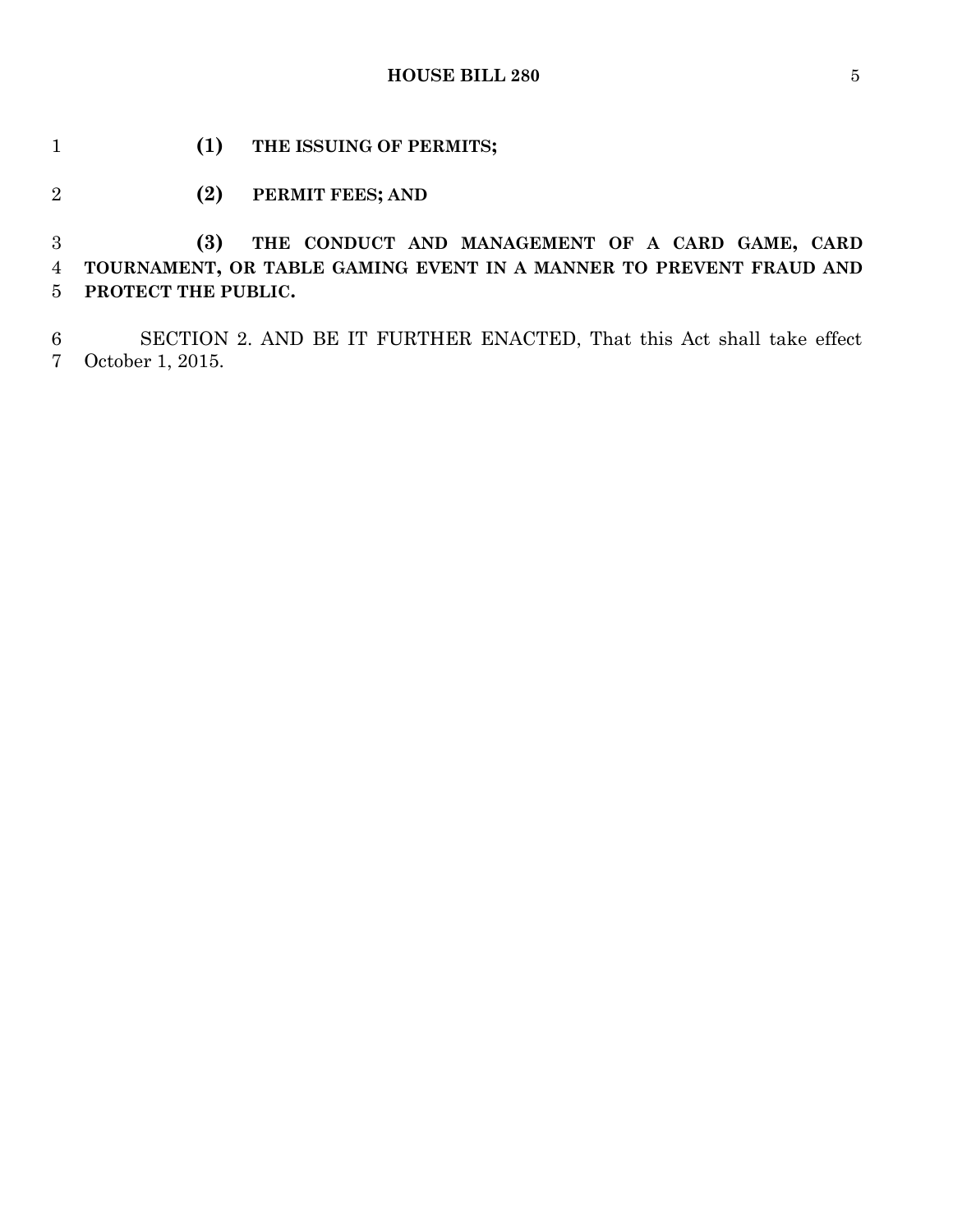**(1) THE ISSUING OF PERMITS;**

**(2) PERMIT FEES; AND**

**(3) THE CONDUCT AND MANAGEMENT OF A CARD GAME, CARD TOURNAMENT, OR TABLE GAMING EVENT IN A MANNER TO PREVENT FRAUD AND PROTECT THE PUBLIC.**

SECTION 2. AND BE IT FURTHER ENACTED, That this Act shall take effect October 1, 2015.